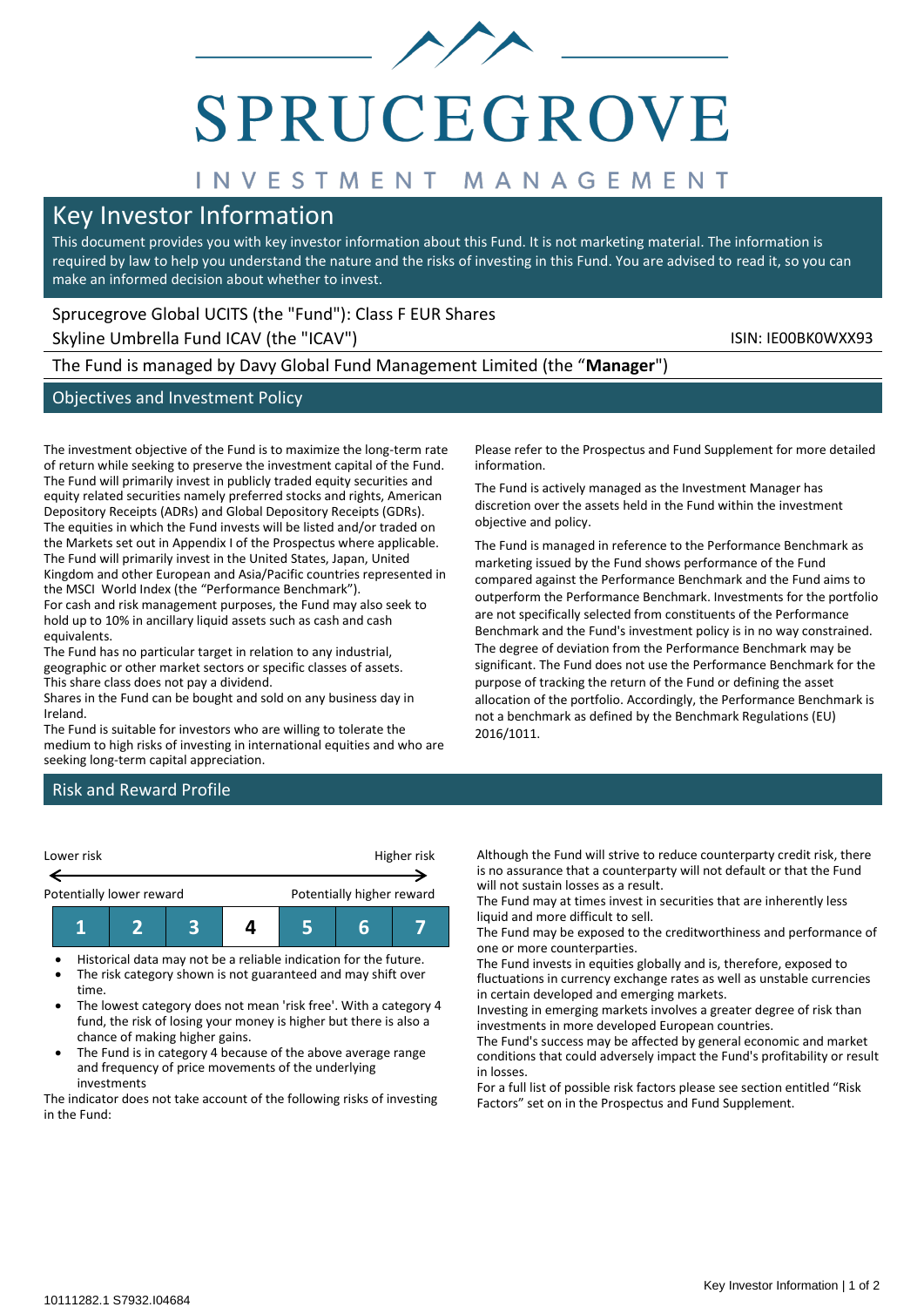# SPRUCEGROVE

INVESTMENT MANAGEMENT

## Key Investor Information

This document provides you with key investor information about this Fund. It is not marketing material. The information is required by law to help you understand the nature and the risks of investing in this Fund. You are advised to read it, so you can make an informed decision about whether to invest.

Sprucegrove Global UCITS (the "Fund"): Class F EUR Shares

Skyline Umbrella Fund ICAV (the "ICAV")

ISIN: IE00BK0WXX93

The Fund is managed by Davy Global Fund Management Limited (the "**Manager**")

## Objectives and Investment Policy

The investment objective of the Fund is to maximize the long-term rate of return while seeking to preserve the investment capital of the Fund. The Fund will primarily invest in publicly traded equity securities and equity related securities namely preferred stocks and rights, American Depository Receipts (ADRs) and Global Depository Receipts (GDRs). The equities in which the Fund invests will be listed and/or traded on the Markets set out in Appendix I of the Prospectus where applicable. The Fund will primarily invest in the United States, Japan, United Kingdom and other European and Asia/Pacific countries represented in the MSCI World Index (the "Performance Benchmark").

For cash and risk management purposes, the Fund may also seek to hold up to 10% in ancillary liquid assets such as cash and cash equivalents.

The Fund has no particular target in relation to any industrial, geographic or other market sectors or specific classes of assets.

This share class does not pay a dividend.

Shares in the Fund can be bought and sold on any business day in Ireland.

The Fund is suitable for investors who are willing to tolerate the medium to high risks of investing in international equities and who are seeking long-term capital appreciation.

Please refer to the Prospectus and Fund Supplement for more detailed information.

The Fund is actively managed as the Investment Manager has discretion over the assets held in the Fund within the investment objective and policy.

The Fund is managed in reference to the Performance Benchmark as marketing issued by the Fund shows performance of the Fund compared against the Performance Benchmark and the Fund aims to outperform the Performance Benchmark. Investments for the portfolio are not specifically selected from constituents of the Performance Benchmark and the Fund's investment policy is in no way constrained. The degree of deviation from the Performance Benchmark may be significant. The Fund does not use the Performance Benchmark for the purpose of tracking the return of the Fund or defining the asset allocation of the portfolio. Accordingly, the Performance Benchmark is not a benchmark as defined by the Benchmark Regulations (EU) 2016/1011.

## Risk and Reward Profile

Lower risk ← → Higher risk

Potentially lower reward — Potentially higher reward

| 1 | 2 | 3 | **4** | 5 | 6 | 7 |
|---|---|---|---|---|---|---|

- Historical data may not be a reliable indication for the future.
- The risk category shown is not guaranteed and may shift over time.
- The lowest category does not mean 'risk free'. With a category 4 fund, the risk of losing your money is higher but there is also a chance of making higher gains.
- The Fund is in category 4 because of the above average range and frequency of price movements of the underlying investments

The indicator does not take account of the following risks of investing in the Fund:

Although the Fund will strive to reduce counterparty credit risk, there is no assurance that a counterparty will not default or that the Fund will not sustain losses as a result.

The Fund may at times invest in securities that are inherently less liquid and more difficult to sell.

The Fund may be exposed to the creditworthiness and performance of one or more counterparties.

The Fund invests in equities globally and is, therefore, exposed to fluctuations in currency exchange rates as well as unstable currencies in certain developed and emerging markets.

Investing in emerging markets involves a greater degree of risk than investments in more developed European countries.

The Fund's success may be affected by general economic and market conditions that could adversely impact the Fund's profitability or result in losses.

For a full list of possible risk factors please see section entitled "Risk Factors" set on in the Prospectus and Fund Supplement.

10111282.1 S7932.I04684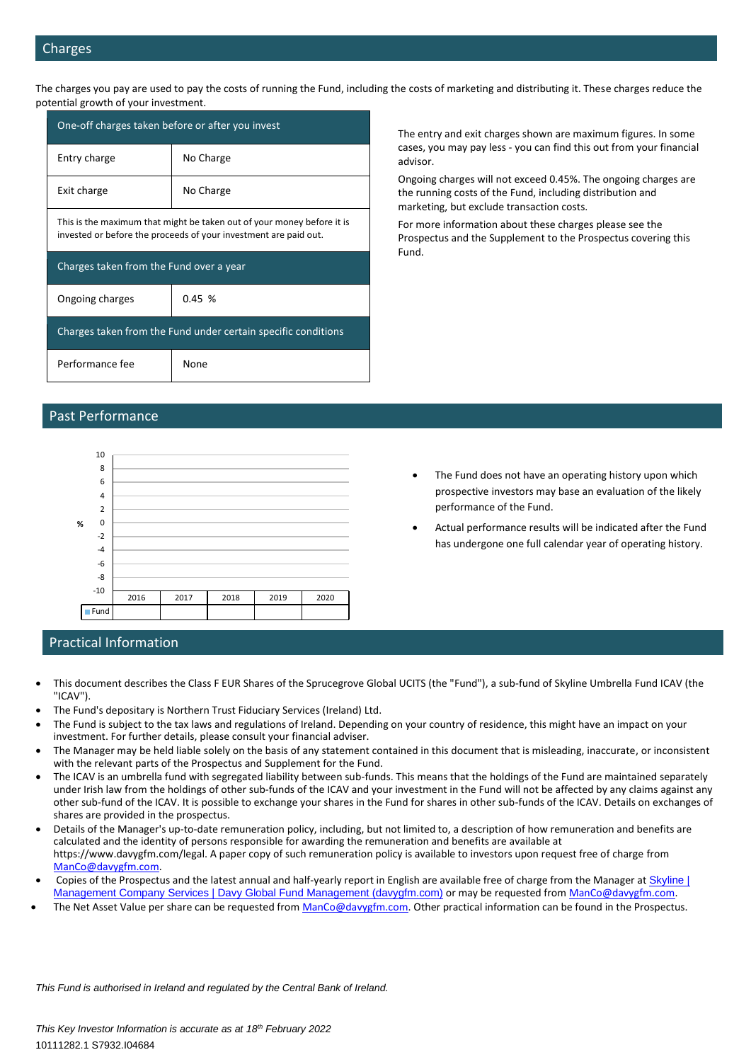## Charges

The charges you pay are used to pay the costs of running the Fund, including the costs of marketing and distributing it. These charges reduce the potential growth of your investment.

| One-off charges taken before or after you invest | |
|---|---|
| Entry charge | No Charge |
| Exit charge | No Charge |
| This is the maximum that might be taken out of your money before it is invested or before the proceeds of your investment are paid out. | |
| **Charges taken from the Fund over a year** | |
| Ongoing charges | 0.45 % |
| **Charges taken from the Fund under certain specific conditions** | |
| Performance fee | None |

The entry and exit charges shown are maximum figures. In some cases, you may pay less - you can find this out from your financial advisor.

Ongoing charges will not exceed 0.45%. The ongoing charges are the running costs of the Fund, including distribution and marketing, but exclude transaction costs.

For more information about these charges please see the Prospectus and the Supplement to the Prospectus covering this Fund.

## Past Performance

%
10
8
6
4
2
0
-2
-4
-6
-8
-10
2016 2017 2018 2019 2020
Fund

- The Fund does not have an operating history upon which prospective investors may base an evaluation of the likely performance of the Fund.
- Actual performance results will be indicated after the Fund has undergone one full calendar year of operating history.

## Practical Information

- This document describes the Class F EUR Shares of the Sprucegrove Global UCITS (the "Fund"), a sub-fund of Skyline Umbrella Fund ICAV (the "ICAV").
- The Fund's depositary is Northern Trust Fiduciary Services (Ireland) Ltd.
- The Fund is subject to the tax laws and regulations of Ireland. Depending on your country of residence, this might have an impact on your investment. For further details, please consult your financial adviser.
- The Manager may be held liable solely on the basis of any statement contained in this document that is misleading, inaccurate, or inconsistent with the relevant parts of the Prospectus and Supplement for the Fund.
- The ICAV is an umbrella fund with segregated liability between sub-funds. This means that the holdings of the Fund are maintained separately under Irish law from the holdings of other sub-funds of the ICAV and your investment in the Fund will not be affected by any claims against any other sub-fund of the ICAV. It is possible to exchange your shares in the Fund for shares in other sub-funds of the ICAV. Details on exchanges of shares are provided in the prospectus.
- Details of the Manager's up-to-date remuneration policy, including, but not limited to, a description of how remuneration and benefits are calculated and the identity of persons responsible for awarding the remuneration and benefits are available at https://www.davygfm.com/legal. A paper copy of such remuneration policy is available to investors upon request free of charge from ManCo@davygfm.com.
- Copies of the Prospectus and the latest annual and half-yearly report in English are available free of charge from the Manager at Skyline | Management Company Services | Davy Global Fund Management (davygfm.com) or may be requested from ManCo@davygfm.com.
- The Net Asset Value per share can be requested from ManCo@davygfm.com. Other practical information can be found in the Prospectus.

*This Fund is authorised in Ireland and regulated by the Central Bank of Ireland.*

*This Key Investor Information is accurate as at 18th February 2022*

10111282.1 S7932.I04684